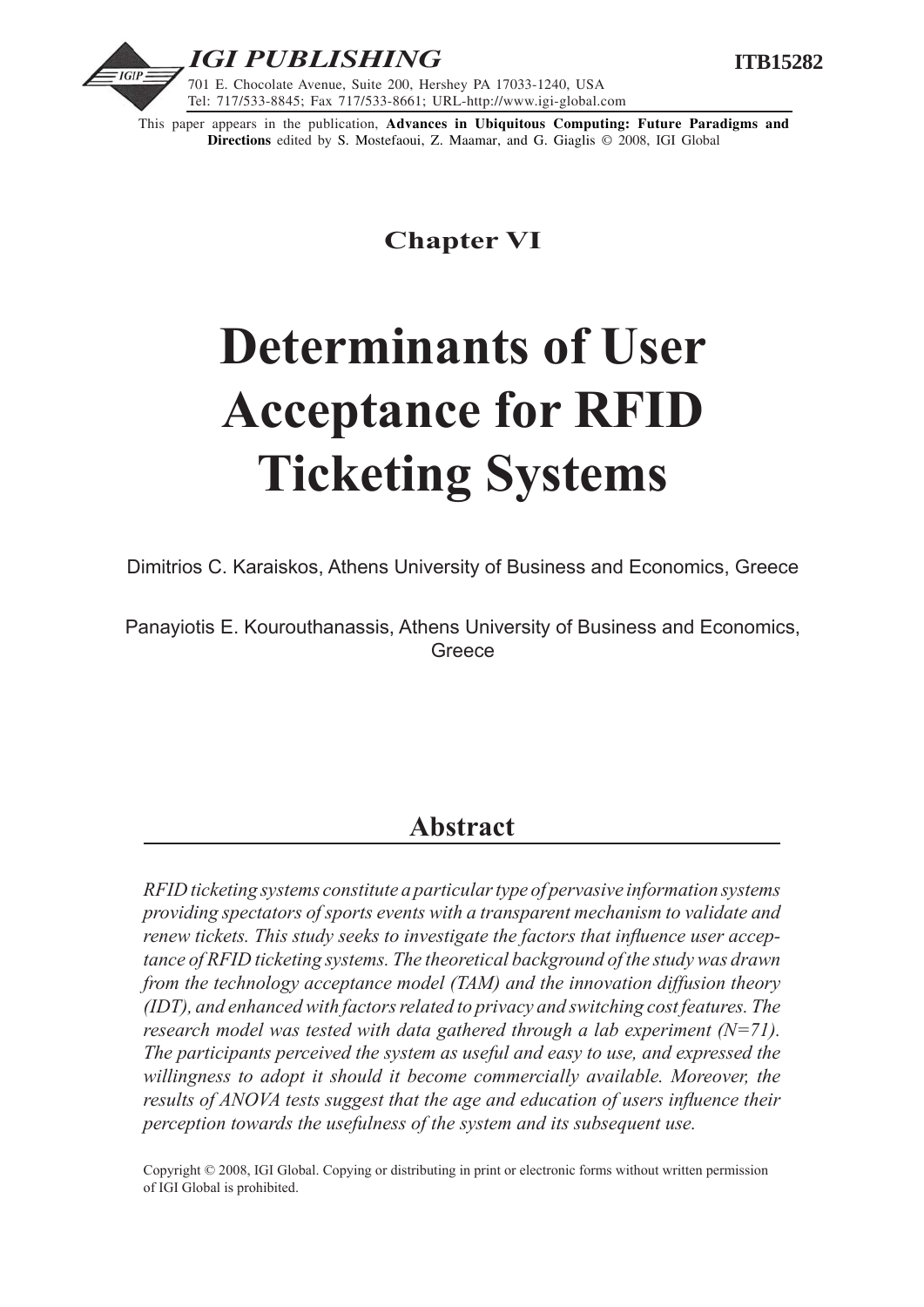IGI PUBLISHING

701 E. Chocolate Avenue, Suite 200, Hershey PA 17033-1240, USA
Tel: 717/533-8845; Fax 717/533-8661; URL-http://www.igi-global.com

**ITB15282**

This paper appears in the publication, **Advances in Ubiquitous Computing: Future Paradigms and Directions** edited by S. Mostefaoui, Z. Maamar, and G. Giaglis © 2008, IGI Global

## Chapter VI

# Determinants of User Acceptance for RFID Ticketing Systems

Dimitrios C. Karaiskos, Athens University of Business and Economics, Greece

Panayiotis E. Kourouthanassis, Athens University of Business and Economics, Greece

## Abstract

*RFID ticketing systems constitute a particular type of pervasive information systems providing spectators of sports events with a transparent mechanism to validate and renew tickets. This study seeks to investigate the factors that influence user acceptance of RFID ticketing systems. The theoretical background of the study was drawn from the technology acceptance model (TAM) and the innovation diffusion theory (IDT), and enhanced with factors related to privacy and switching cost features. The research model was tested with data gathered through a lab experiment (N=71). The participants perceived the system as useful and easy to use, and expressed the willingness to adopt it should it become commercially available. Moreover, the results of ANOVA tests suggest that the age and education of users influence their perception towards the usefulness of the system and its subsequent use.*

Copyright © 2008, IGI Global. Copying or distributing in print or electronic forms without written permission of IGI Global is prohibited.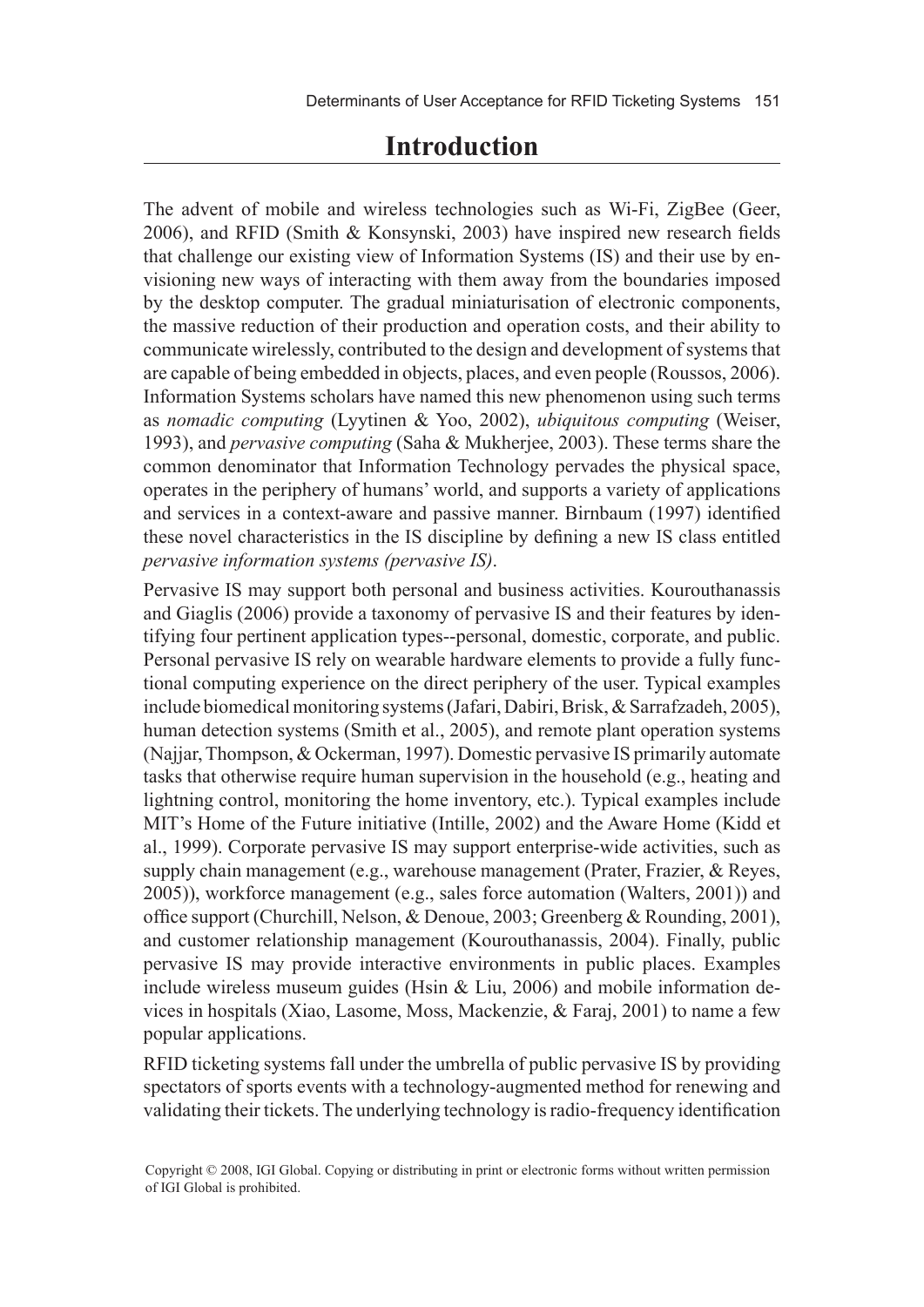# Introduction

The advent of mobile and wireless technologies such as Wi-Fi, ZigBee (Geer, 2006), and RFID (Smith & Konsynski, 2003) have inspired new research fields that challenge our existing view of Information Systems (IS) and their use by envisioning new ways of interacting with them away from the boundaries imposed by the desktop computer. The gradual miniaturisation of electronic components, the massive reduction of their production and operation costs, and their ability to communicate wirelessly, contributed to the design and development of systems that are capable of being embedded in objects, places, and even people (Roussos, 2006). Information Systems scholars have named this new phenomenon using such terms as *nomadic computing* (Lyytinen & Yoo, 2002), *ubiquitous computing* (Weiser, 1993), and *pervasive computing* (Saha & Mukherjee, 2003). These terms share the common denominator that Information Technology pervades the physical space, operates in the periphery of humans' world, and supports a variety of applications and services in a context-aware and passive manner. Birnbaum (1997) identified these novel characteristics in the IS discipline by defining a new IS class entitled *pervasive information systems (pervasive IS)*.

Pervasive IS may support both personal and business activities. Kourouthanassis and Giaglis (2006) provide a taxonomy of pervasive IS and their features by identifying four pertinent application types--personal, domestic, corporate, and public. Personal pervasive IS rely on wearable hardware elements to provide a fully functional computing experience on the direct periphery of the user. Typical examples include biomedical monitoring systems (Jafari, Dabiri, Brisk, & Sarrafzadeh, 2005), human detection systems (Smith et al., 2005), and remote plant operation systems (Najjar, Thompson, & Ockerman, 1997). Domestic pervasive IS primarily automate tasks that otherwise require human supervision in the household (e.g., heating and lightning control, monitoring the home inventory, etc.). Typical examples include MIT's Home of the Future initiative (Intille, 2002) and the Aware Home (Kidd et al., 1999). Corporate pervasive IS may support enterprise-wide activities, such as supply chain management (e.g., warehouse management (Prater, Frazier, & Reyes, 2005)), workforce management (e.g., sales force automation (Walters, 2001)) and office support (Churchill, Nelson, & Denoue, 2003; Greenberg & Rounding, 2001), and customer relationship management (Kourouthanassis, 2004). Finally, public pervasive IS may provide interactive environments in public places. Examples include wireless museum guides (Hsin & Liu, 2006) and mobile information devices in hospitals (Xiao, Lasome, Moss, Mackenzie, & Faraj, 2001) to name a few popular applications.

RFID ticketing systems fall under the umbrella of public pervasive IS by providing spectators of sports events with a technology-augmented method for renewing and validating their tickets. The underlying technology is radio-frequency identification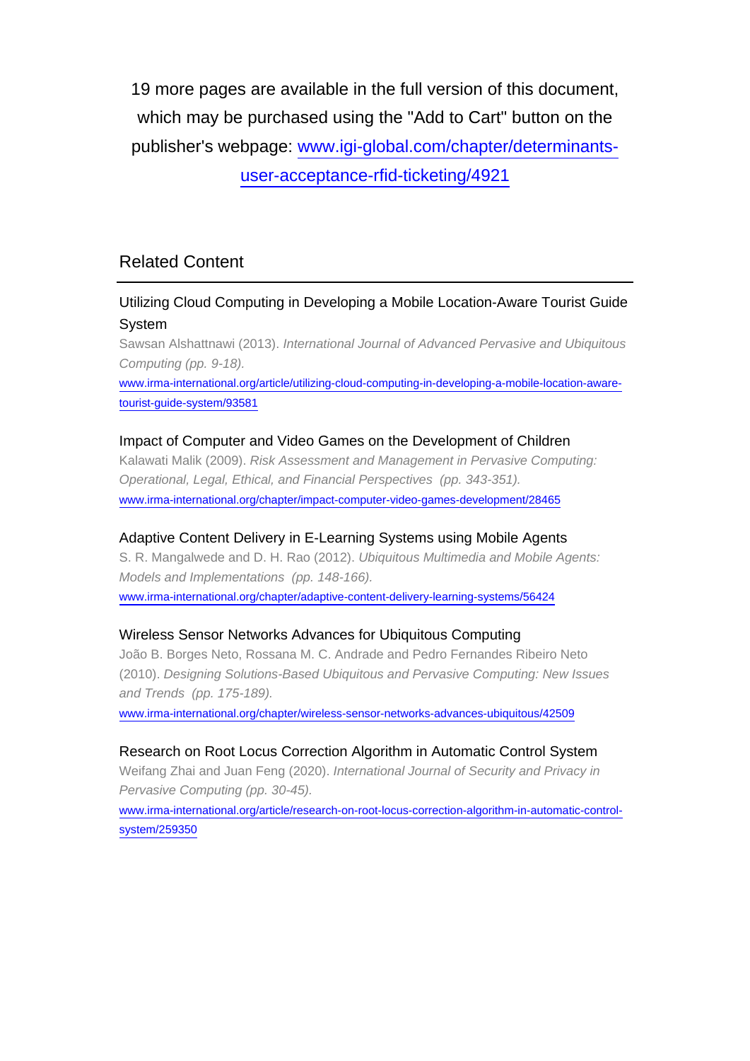19 more pages are available in the full version of this document, which may be purchased using the "Add to Cart" button on the publisher's webpage: [www.igi-global.com/chapter/determinants-user-acceptance-rfid-ticketing/4921](www.igi-global.com/chapter/determinants-user-acceptance-rfid-ticketing/4921)

## Related Content

**Utilizing Cloud Computing in Developing a Mobile Location-Aware Tourist Guide System**
Sawsan Alshattnawi (2013). *International Journal of Advanced Pervasive and Ubiquitous Computing (pp. 9-18).*
[www.irma-international.org/article/utilizing-cloud-computing-in-developing-a-mobile-location-aware-tourist-guide-system/93581](www.irma-international.org/article/utilizing-cloud-computing-in-developing-a-mobile-location-aware-tourist-guide-system/93581)

**Impact of Computer and Video Games on the Development of Children**
Kalawati Malik (2009). *Risk Assessment and Management in Pervasive Computing: Operational, Legal, Ethical, and Financial Perspectives (pp. 343-351).*
[www.irma-international.org/chapter/impact-computer-video-games-development/28465](www.irma-international.org/chapter/impact-computer-video-games-development/28465)

**Adaptive Content Delivery in E-Learning Systems using Mobile Agents**
S. R. Mangalwede and D. H. Rao (2012). *Ubiquitous Multimedia and Mobile Agents: Models and Implementations (pp. 148-166).*
[www.irma-international.org/chapter/adaptive-content-delivery-learning-systems/56424](www.irma-international.org/chapter/adaptive-content-delivery-learning-systems/56424)

**Wireless Sensor Networks Advances for Ubiquitous Computing**
João B. Borges Neto, Rossana M. C. Andrade and Pedro Fernandes Ribeiro Neto (2010). *Designing Solutions-Based Ubiquitous and Pervasive Computing: New Issues and Trends (pp. 175-189).*
[www.irma-international.org/chapter/wireless-sensor-networks-advances-ubiquitous/42509](www.irma-international.org/chapter/wireless-sensor-networks-advances-ubiquitous/42509)

**Research on Root Locus Correction Algorithm in Automatic Control System**
Weifang Zhai and Juan Feng (2020). *International Journal of Security and Privacy in Pervasive Computing (pp. 30-45).*
[www.irma-international.org/article/research-on-root-locus-correction-algorithm-in-automatic-control-system/259350](www.irma-international.org/article/research-on-root-locus-correction-algorithm-in-automatic-control-system/259350)